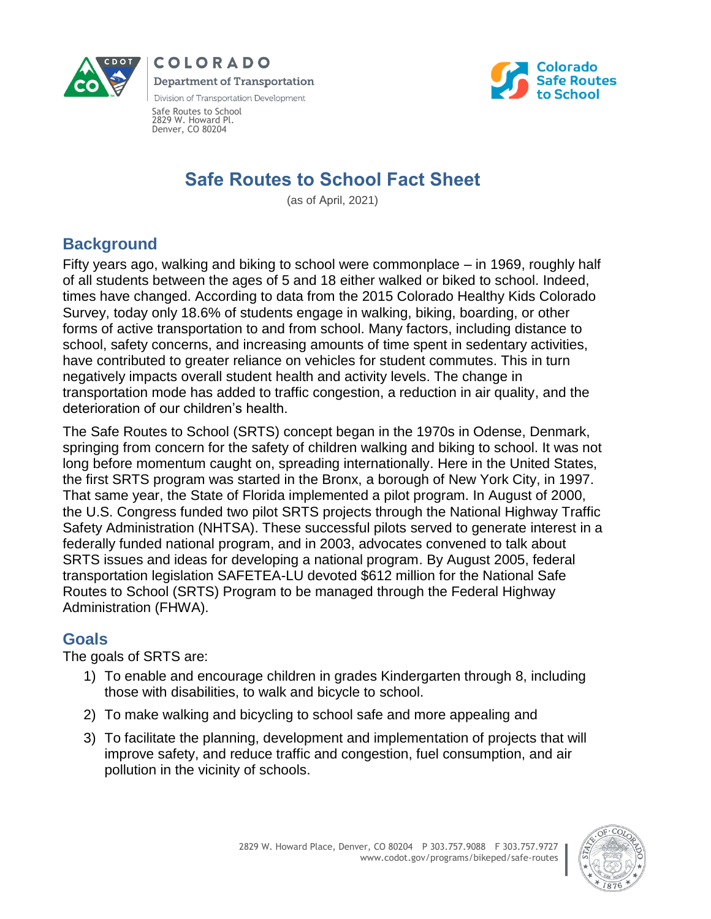COLORADO
Department of Transportation
Division of Transportation Development

Safe Routes to School
2829 W. Howard Pl.
Denver, CO 80204

Colorado Safe Routes to School

# Safe Routes to School Fact Sheet

(as of April, 2021)

## Background

Fifty years ago, walking and biking to school were commonplace – in 1969, roughly half of all students between the ages of 5 and 18 either walked or biked to school. Indeed, times have changed. According to data from the 2015 Colorado Healthy Kids Colorado Survey, today only 18.6% of students engage in walking, biking, boarding, or other forms of active transportation to and from school. Many factors, including distance to school, safety concerns, and increasing amounts of time spent in sedentary activities, have contributed to greater reliance on vehicles for student commutes. This in turn negatively impacts overall student health and activity levels. The change in transportation mode has added to traffic congestion, a reduction in air quality, and the deterioration of our children's health.

The Safe Routes to School (SRTS) concept began in the 1970s in Odense, Denmark, springing from concern for the safety of children walking and biking to school. It was not long before momentum caught on, spreading internationally. Here in the United States, the first SRTS program was started in the Bronx, a borough of New York City, in 1997. That same year, the State of Florida implemented a pilot program. In August of 2000, the U.S. Congress funded two pilot SRTS projects through the National Highway Traffic Safety Administration (NHTSA). These successful pilots served to generate interest in a federally funded national program, and in 2003, advocates convened to talk about SRTS issues and ideas for developing a national program. By August 2005, federal transportation legislation SAFETEA-LU devoted $612 million for the National Safe Routes to School (SRTS) Program to be managed through the Federal Highway Administration (FHWA).

## Goals

The goals of SRTS are:

1) To enable and encourage children in grades Kindergarten through 8, including those with disabilities, to walk and bicycle to school.
2) To make walking and bicycling to school safe and more appealing and
3) To facilitate the planning, development and implementation of projects that will improve safety, and reduce traffic and congestion, fuel consumption, and air pollution in the vicinity of schools.

2829 W. Howard Place, Denver, CO 80204 P 303.757.9088 F 303.757.9727
www.codot.gov/programs/bikeped/safe-routes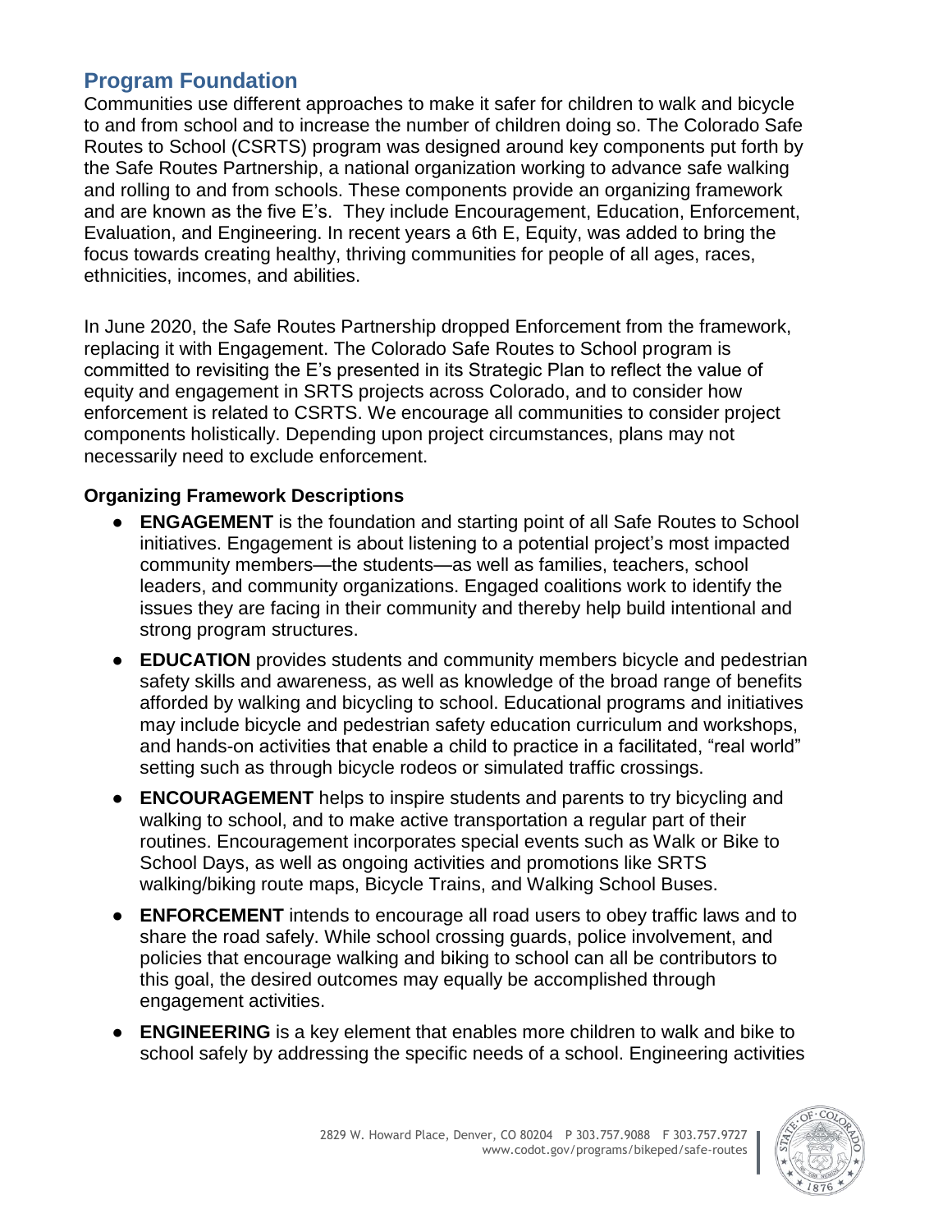## Program Foundation

Communities use different approaches to make it safer for children to walk and bicycle to and from school and to increase the number of children doing so. The Colorado Safe Routes to School (CSRTS) program was designed around key components put forth by the Safe Routes Partnership, a national organization working to advance safe walking and rolling to and from schools. These components provide an organizing framework and are known as the five E's. They include Encouragement, Education, Enforcement, Evaluation, and Engineering. In recent years a 6th E, Equity, was added to bring the focus towards creating healthy, thriving communities for people of all ages, races, ethnicities, incomes, and abilities.

In June 2020, the Safe Routes Partnership dropped Enforcement from the framework, replacing it with Engagement. The Colorado Safe Routes to School program is committed to revisiting the E's presented in its Strategic Plan to reflect the value of equity and engagement in SRTS projects across Colorado, and to consider how enforcement is related to CSRTS. We encourage all communities to consider project components holistically. Depending upon project circumstances, plans may not necessarily need to exclude enforcement.

**Organizing Framework Descriptions**

- **ENGAGEMENT** is the foundation and starting point of all Safe Routes to School initiatives. Engagement is about listening to a potential project's most impacted community members—the students—as well as families, teachers, school leaders, and community organizations. Engaged coalitions work to identify the issues they are facing in their community and thereby help build intentional and strong program structures.
- **EDUCATION** provides students and community members bicycle and pedestrian safety skills and awareness, as well as knowledge of the broad range of benefits afforded by walking and bicycling to school. Educational programs and initiatives may include bicycle and pedestrian safety education curriculum and workshops, and hands-on activities that enable a child to practice in a facilitated, "real world" setting such as through bicycle rodeos or simulated traffic crossings.
- **ENCOURAGEMENT** helps to inspire students and parents to try bicycling and walking to school, and to make active transportation a regular part of their routines. Encouragement incorporates special events such as Walk or Bike to School Days, as well as ongoing activities and promotions like SRTS walking/biking route maps, Bicycle Trains, and Walking School Buses.
- **ENFORCEMENT** intends to encourage all road users to obey traffic laws and to share the road safely. While school crossing guards, police involvement, and policies that encourage walking and biking to school can all be contributors to this goal, the desired outcomes may equally be accomplished through engagement activities.
- **ENGINEERING** is a key element that enables more children to walk and bike to school safely by addressing the specific needs of a school. Engineering activities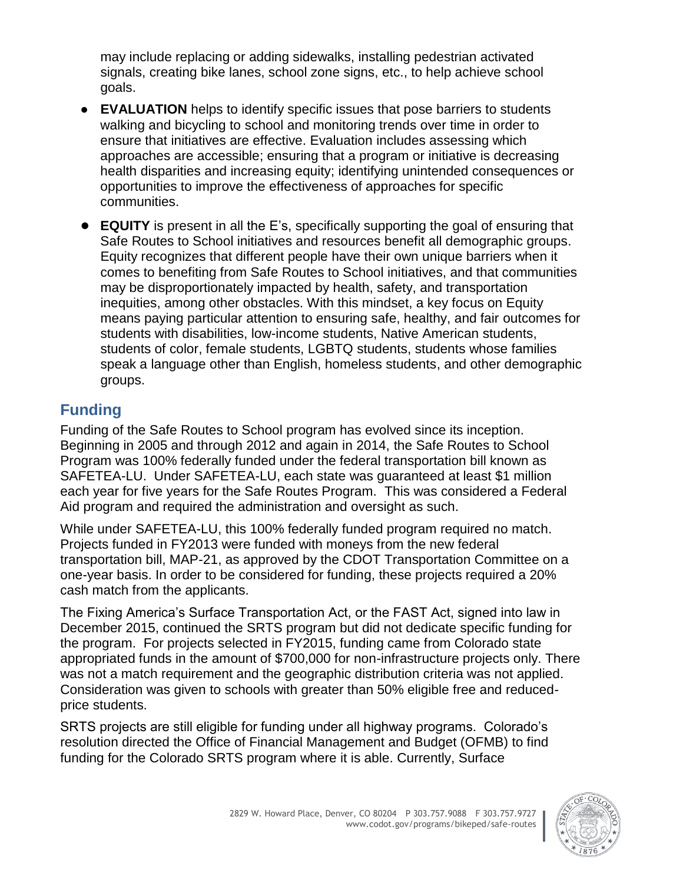may include replacing or adding sidewalks, installing pedestrian activated signals, creating bike lanes, school zone signs, etc., to help achieve school goals.

- **EVALUATION** helps to identify specific issues that pose barriers to students walking and bicycling to school and monitoring trends over time in order to ensure that initiatives are effective. Evaluation includes assessing which approaches are accessible; ensuring that a program or initiative is decreasing health disparities and increasing equity; identifying unintended consequences or opportunities to improve the effectiveness of approaches for specific communities.
- **EQUITY** is present in all the E's, specifically supporting the goal of ensuring that Safe Routes to School initiatives and resources benefit all demographic groups. Equity recognizes that different people have their own unique barriers when it comes to benefiting from Safe Routes to School initiatives, and that communities may be disproportionately impacted by health, safety, and transportation inequities, among other obstacles. With this mindset, a key focus on Equity means paying particular attention to ensuring safe, healthy, and fair outcomes for students with disabilities, low-income students, Native American students, students of color, female students, LGBTQ students, students whose families speak a language other than English, homeless students, and other demographic groups.

## Funding

Funding of the Safe Routes to School program has evolved since its inception. Beginning in 2005 and through 2012 and again in 2014, the Safe Routes to School Program was 100% federally funded under the federal transportation bill known as SAFETEA-LU. Under SAFETEA-LU, each state was guaranteed at least $1 million each year for five years for the Safe Routes Program. This was considered a Federal Aid program and required the administration and oversight as such.

While under SAFETEA-LU, this 100% federally funded program required no match. Projects funded in FY2013 were funded with moneys from the new federal transportation bill, MAP-21, as approved by the CDOT Transportation Committee on a one-year basis. In order to be considered for funding, these projects required a 20% cash match from the applicants.

The Fixing America's Surface Transportation Act, or the FAST Act, signed into law in December 2015, continued the SRTS program but did not dedicate specific funding for the program. For projects selected in FY2015, funding came from Colorado state appropriated funds in the amount of $700,000 for non-infrastructure projects only. There was not a match requirement and the geographic distribution criteria was not applied. Consideration was given to schools with greater than 50% eligible free and reduced-price students.

SRTS projects are still eligible for funding under all highway programs. Colorado's resolution directed the Office of Financial Management and Budget (OFMB) to find funding for the Colorado SRTS program where it is able. Currently, Surface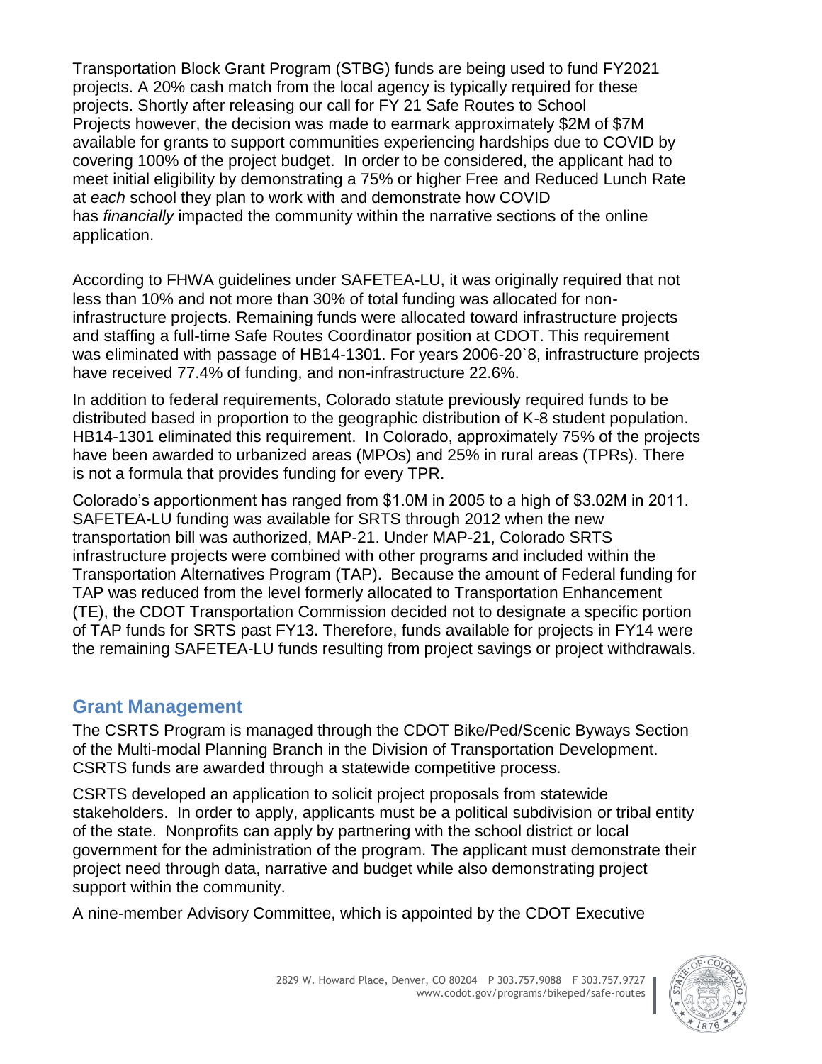Transportation Block Grant Program (STBG) funds are being used to fund FY2021 projects. A 20% cash match from the local agency is typically required for these projects. Shortly after releasing our call for FY 21 Safe Routes to School Projects however, the decision was made to earmark approximately $2M of $7M available for grants to support communities experiencing hardships due to COVID by covering 100% of the project budget. In order to be considered, the applicant had to meet initial eligibility by demonstrating a 75% or higher Free and Reduced Lunch Rate at *each* school they plan to work with and demonstrate how COVID has *financially* impacted the community within the narrative sections of the online application.

According to FHWA guidelines under SAFETEA-LU, it was originally required that not less than 10% and not more than 30% of total funding was allocated for non-infrastructure projects. Remaining funds were allocated toward infrastructure projects and staffing a full-time Safe Routes Coordinator position at CDOT. This requirement was eliminated with passage of HB14-1301. For years 2006-20`8, infrastructure projects have received 77.4% of funding, and non-infrastructure 22.6%.

In addition to federal requirements, Colorado statute previously required funds to be distributed based in proportion to the geographic distribution of K-8 student population. HB14-1301 eliminated this requirement. In Colorado, approximately 75% of the projects have been awarded to urbanized areas (MPOs) and 25% in rural areas (TPRs). There is not a formula that provides funding for every TPR.

Colorado's apportionment has ranged from $1.0M in 2005 to a high of $3.02M in 2011. SAFETEA-LU funding was available for SRTS through 2012 when the new transportation bill was authorized, MAP-21. Under MAP-21, Colorado SRTS infrastructure projects were combined with other programs and included within the Transportation Alternatives Program (TAP). Because the amount of Federal funding for TAP was reduced from the level formerly allocated to Transportation Enhancement (TE), the CDOT Transportation Commission decided not to designate a specific portion of TAP funds for SRTS past FY13. Therefore, funds available for projects in FY14 were the remaining SAFETEA-LU funds resulting from project savings or project withdrawals.

## Grant Management

The CSRTS Program is managed through the CDOT Bike/Ped/Scenic Byways Section of the Multi-modal Planning Branch in the Division of Transportation Development. CSRTS funds are awarded through a statewide competitive process.

CSRTS developed an application to solicit project proposals from statewide stakeholders. In order to apply, applicants must be a political subdivision or tribal entity of the state. Nonprofits can apply by partnering with the school district or local government for the administration of the program. The applicant must demonstrate their project need through data, narrative and budget while also demonstrating project support within the community.

A nine-member Advisory Committee, which is appointed by the CDOT Executive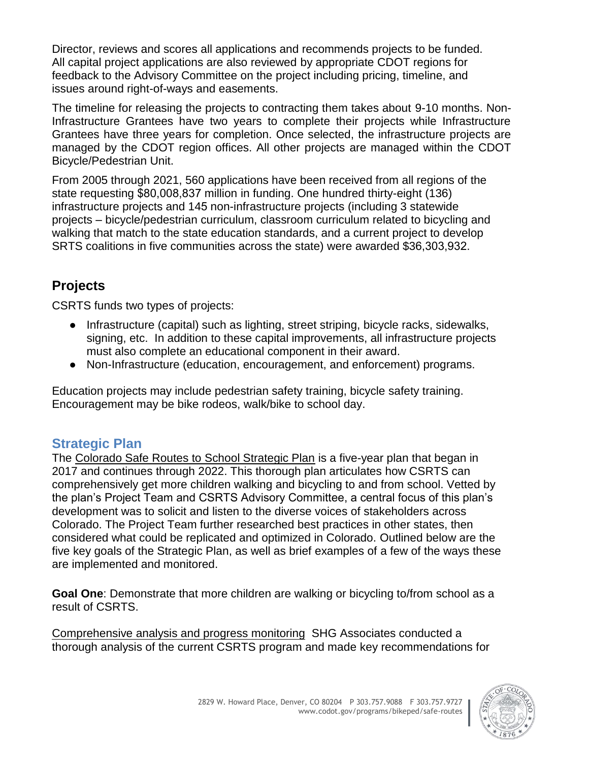Director, reviews and scores all applications and recommends projects to be funded. All capital project applications are also reviewed by appropriate CDOT regions for feedback to the Advisory Committee on the project including pricing, timeline, and issues around right-of-ways and easements.

The timeline for releasing the projects to contracting them takes about 9-10 months. Non-Infrastructure Grantees have two years to complete their projects while Infrastructure Grantees have three years for completion. Once selected, the infrastructure projects are managed by the CDOT region offices. All other projects are managed within the CDOT Bicycle/Pedestrian Unit.

From 2005 through 2021, 560 applications have been received from all regions of the state requesting $80,008,837 million in funding. One hundred thirty-eight (136) infrastructure projects and 145 non-infrastructure projects (including 3 statewide projects – bicycle/pedestrian curriculum, classroom curriculum related to bicycling and walking that match to the state education standards, and a current project to develop SRTS coalitions in five communities across the state) were awarded $36,303,932.

## Projects

CSRTS funds two types of projects:

- Infrastructure (capital) such as lighting, street striping, bicycle racks, sidewalks, signing, etc. In addition to these capital improvements, all infrastructure projects must also complete an educational component in their award.
- Non-Infrastructure (education, encouragement, and enforcement) programs.

Education projects may include pedestrian safety training, bicycle safety training. Encouragement may be bike rodeos, walk/bike to school day.

## Strategic Plan

The Colorado Safe Routes to School Strategic Plan is a five-year plan that began in 2017 and continues through 2022. This thorough plan articulates how CSRTS can comprehensively get more children walking and bicycling to and from school. Vetted by the plan's Project Team and CSRTS Advisory Committee, a central focus of this plan's development was to solicit and listen to the diverse voices of stakeholders across Colorado. The Project Team further researched best practices in other states, then considered what could be replicated and optimized in Colorado. Outlined below are the five key goals of the Strategic Plan, as well as brief examples of a few of the ways these are implemented and monitored.

**Goal One**: Demonstrate that more children are walking or bicycling to/from school as a result of CSRTS.

Comprehensive analysis and progress monitoring SHG Associates conducted a thorough analysis of the current CSRTS program and made key recommendations for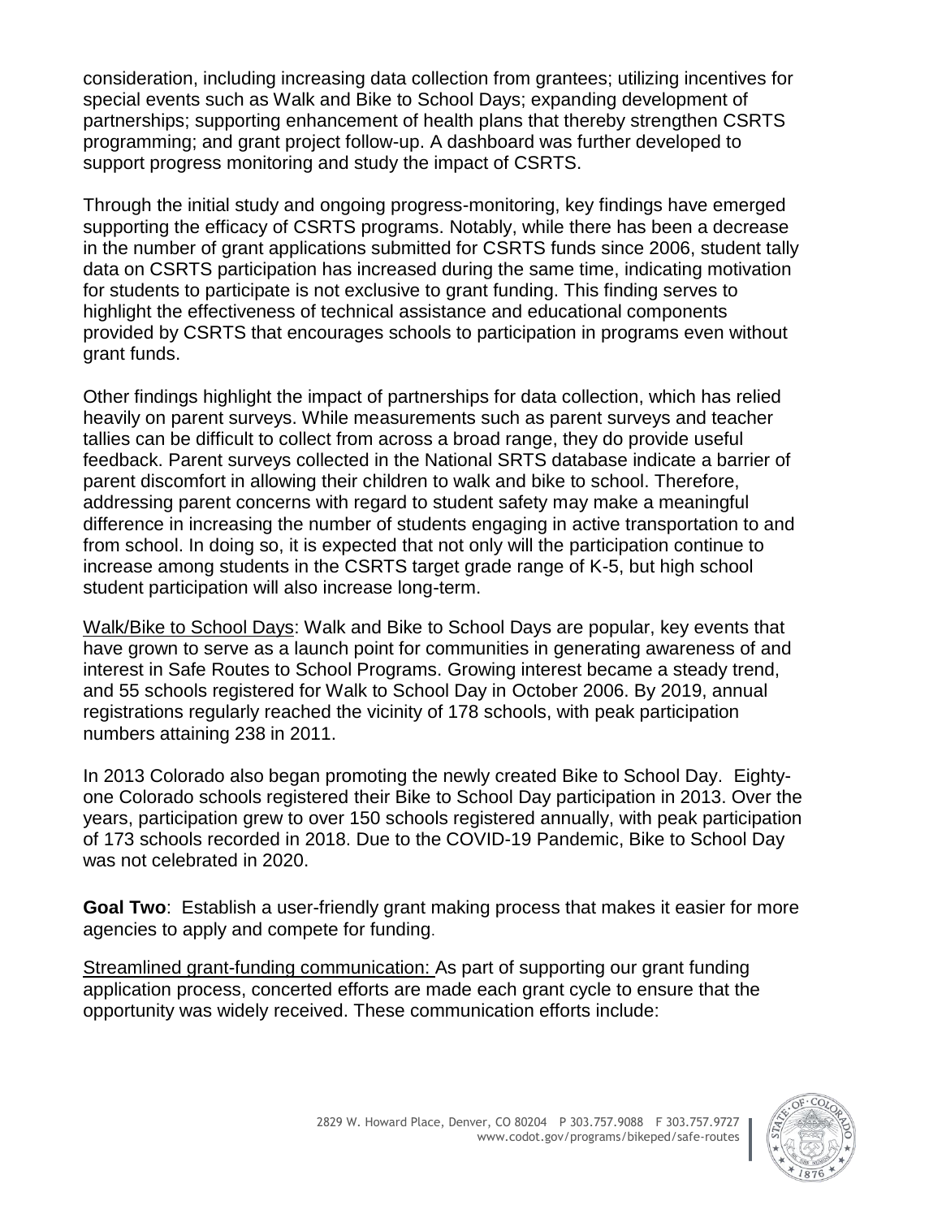consideration, including increasing data collection from grantees; utilizing incentives for special events such as Walk and Bike to School Days; expanding development of partnerships; supporting enhancement of health plans that thereby strengthen CSRTS programming; and grant project follow-up. A dashboard was further developed to support progress monitoring and study the impact of CSRTS.

Through the initial study and ongoing progress-monitoring, key findings have emerged supporting the efficacy of CSRTS programs. Notably, while there has been a decrease in the number of grant applications submitted for CSRTS funds since 2006, student tally data on CSRTS participation has increased during the same time, indicating motivation for students to participate is not exclusive to grant funding. This finding serves to highlight the effectiveness of technical assistance and educational components provided by CSRTS that encourages schools to participation in programs even without grant funds.

Other findings highlight the impact of partnerships for data collection, which has relied heavily on parent surveys. While measurements such as parent surveys and teacher tallies can be difficult to collect from across a broad range, they do provide useful feedback. Parent surveys collected in the National SRTS database indicate a barrier of parent discomfort in allowing their children to walk and bike to school. Therefore, addressing parent concerns with regard to student safety may make a meaningful difference in increasing the number of students engaging in active transportation to and from school. In doing so, it is expected that not only will the participation continue to increase among students in the CSRTS target grade range of K-5, but high school student participation will also increase long-term.

<u>Walk/Bike to School Days</u>: Walk and Bike to School Days are popular, key events that have grown to serve as a launch point for communities in generating awareness of and interest in Safe Routes to School Programs. Growing interest became a steady trend, and 55 schools registered for Walk to School Day in October 2006. By 2019, annual registrations regularly reached the vicinity of 178 schools, with peak participation numbers attaining 238 in 2011.

In 2013 Colorado also began promoting the newly created Bike to School Day. Eighty-one Colorado schools registered their Bike to School Day participation in 2013. Over the years, participation grew to over 150 schools registered annually, with peak participation of 173 schools recorded in 2018. Due to the COVID-19 Pandemic, Bike to School Day was not celebrated in 2020.

**Goal Two**: Establish a user-friendly grant making process that makes it easier for more agencies to apply and compete for funding.

<u>Streamlined grant-funding communication:</u> As part of supporting our grant funding application process, concerted efforts are made each grant cycle to ensure that the opportunity was widely received. These communication efforts include: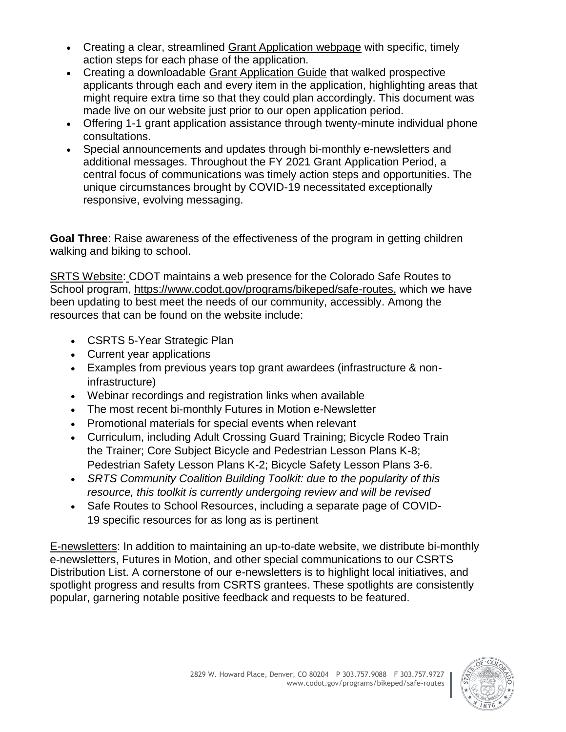- Creating a clear, streamlined Grant Application webpage with specific, timely action steps for each phase of the application.
- Creating a downloadable Grant Application Guide that walked prospective applicants through each and every item in the application, highlighting areas that might require extra time so that they could plan accordingly. This document was made live on our website just prior to our open application period.
- Offering 1-1 grant application assistance through twenty-minute individual phone consultations.
- Special announcements and updates through bi-monthly e-newsletters and additional messages. Throughout the FY 2021 Grant Application Period, a central focus of communications was timely action steps and opportunities. The unique circumstances brought by COVID-19 necessitated exceptionally responsive, evolving messaging.

**Goal Three**: Raise awareness of the effectiveness of the program in getting children walking and biking to school.

SRTS Website: CDOT maintains a web presence for the Colorado Safe Routes to School program, https://www.codot.gov/programs/bikeped/safe-routes, which we have been updating to best meet the needs of our community, accessibly. Among the resources that can be found on the website include:

- CSRTS 5-Year Strategic Plan
- Current year applications
- Examples from previous years top grant awardees (infrastructure & non-infrastructure)
- Webinar recordings and registration links when available
- The most recent bi-monthly Futures in Motion e-Newsletter
- Promotional materials for special events when relevant
- Curriculum, including Adult Crossing Guard Training; Bicycle Rodeo Train the Trainer; Core Subject Bicycle and Pedestrian Lesson Plans K-8; Pedestrian Safety Lesson Plans K-2; Bicycle Safety Lesson Plans 3-6.
- *SRTS Community Coalition Building Toolkit: due to the popularity of this resource, this toolkit is currently undergoing review and will be revised*
- Safe Routes to School Resources, including a separate page of COVID-19 specific resources for as long as is pertinent

E-newsletters: In addition to maintaining an up-to-date website, we distribute bi-monthly e-newsletters, Futures in Motion, and other special communications to our CSRTS Distribution List. A cornerstone of our e-newsletters is to highlight local initiatives, and spotlight progress and results from CSRTS grantees. These spotlights are consistently popular, garnering notable positive feedback and requests to be featured.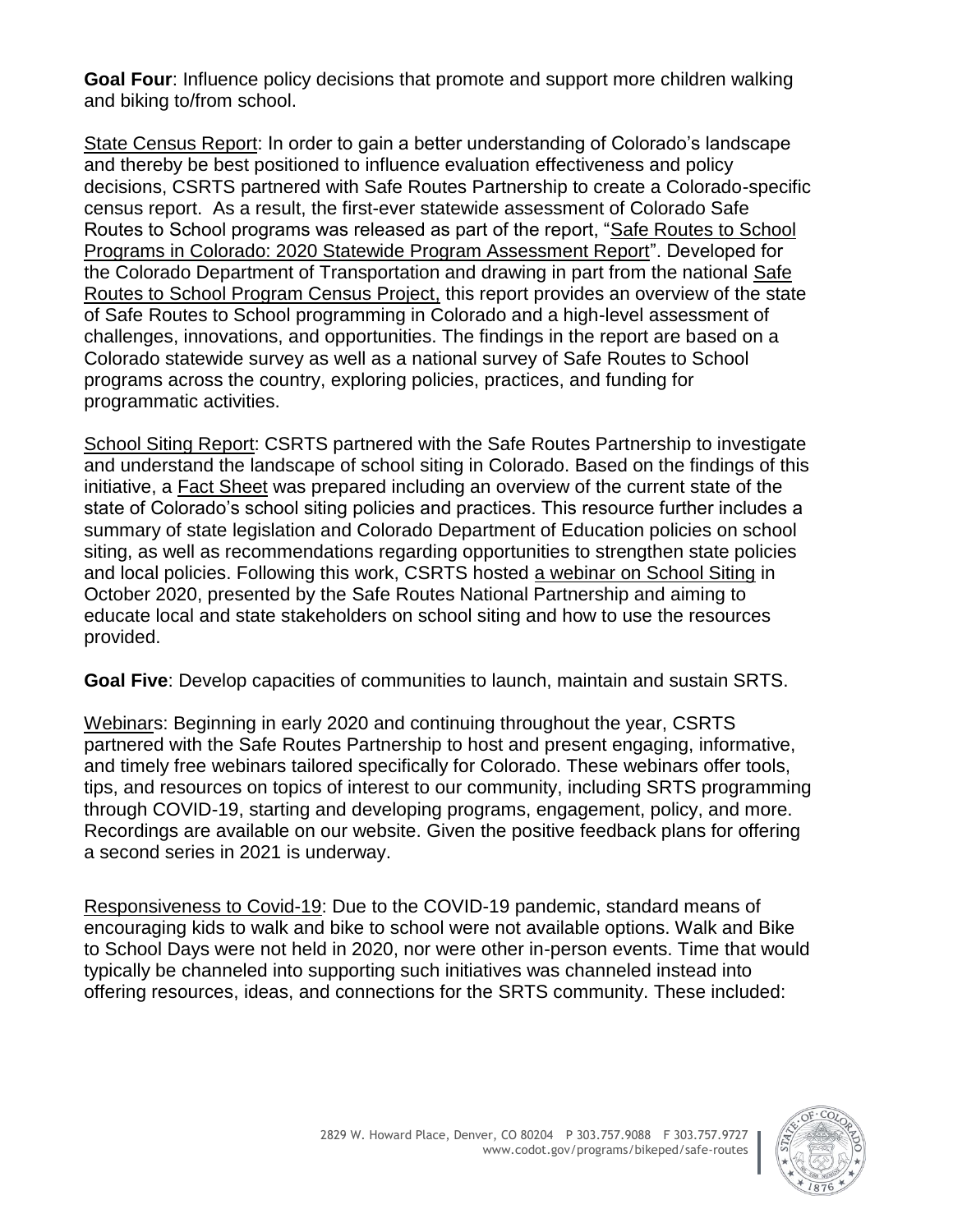**Goal Four**: Influence policy decisions that promote and support more children walking and biking to/from school.

State Census Report: In order to gain a better understanding of Colorado's landscape and thereby be best positioned to influence evaluation effectiveness and policy decisions, CSRTS partnered with Safe Routes Partnership to create a Colorado-specific census report. As a result, the first-ever statewide assessment of Colorado Safe Routes to School programs was released as part of the report, "Safe Routes to School Programs in Colorado: 2020 Statewide Program Assessment Report". Developed for the Colorado Department of Transportation and drawing in part from the national Safe Routes to School Program Census Project, this report provides an overview of the state of Safe Routes to School programming in Colorado and a high-level assessment of challenges, innovations, and opportunities. The findings in the report are based on a Colorado statewide survey as well as a national survey of Safe Routes to School programs across the country, exploring policies, practices, and funding for programmatic activities.

School Siting Report: CSRTS partnered with the Safe Routes Partnership to investigate and understand the landscape of school siting in Colorado. Based on the findings of this initiative, a Fact Sheet was prepared including an overview of the current state of the state of Colorado's school siting policies and practices. This resource further includes a summary of state legislation and Colorado Department of Education policies on school siting, as well as recommendations regarding opportunities to strengthen state policies and local policies. Following this work, CSRTS hosted a webinar on School Siting in October 2020, presented by the Safe Routes National Partnership and aiming to educate local and state stakeholders on school siting and how to use the resources provided.

**Goal Five**: Develop capacities of communities to launch, maintain and sustain SRTS.

Webinars: Beginning in early 2020 and continuing throughout the year, CSRTS partnered with the Safe Routes Partnership to host and present engaging, informative, and timely free webinars tailored specifically for Colorado. These webinars offer tools, tips, and resources on topics of interest to our community, including SRTS programming through COVID-19, starting and developing programs, engagement, policy, and more. Recordings are available on our website. Given the positive feedback plans for offering a second series in 2021 is underway.

Responsiveness to Covid-19: Due to the COVID-19 pandemic, standard means of encouraging kids to walk and bike to school were not available options. Walk and Bike to School Days were not held in 2020, nor were other in-person events. Time that would typically be channeled into supporting such initiatives was channeled instead into offering resources, ideas, and connections for the SRTS community. These included: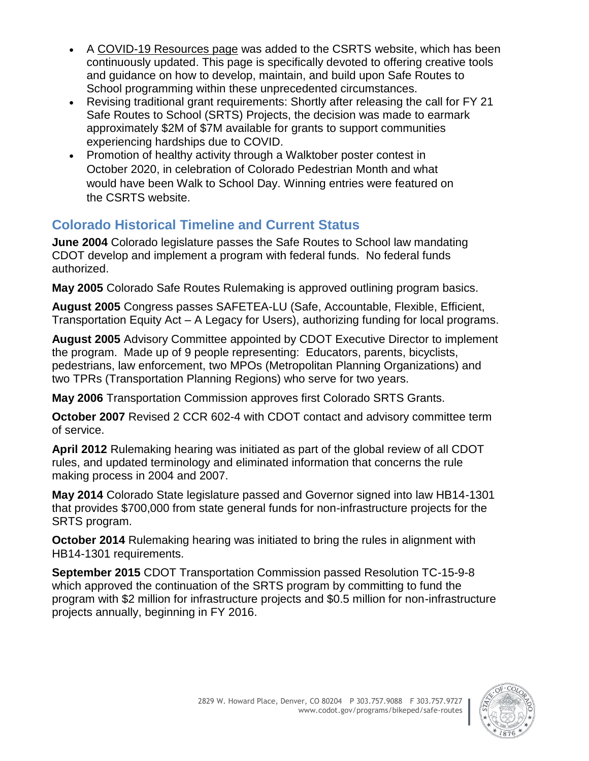- A COVID-19 Resources page was added to the CSRTS website, which has been continuously updated. This page is specifically devoted to offering creative tools and guidance on how to develop, maintain, and build upon Safe Routes to School programming within these unprecedented circumstances.
- Revising traditional grant requirements: Shortly after releasing the call for FY 21 Safe Routes to School (SRTS) Projects, the decision was made to earmark approximately $2M of $7M available for grants to support communities experiencing hardships due to COVID.
- Promotion of healthy activity through a Walktober poster contest in October 2020, in celebration of Colorado Pedestrian Month and what would have been Walk to School Day. Winning entries were featured on the CSRTS website.

## Colorado Historical Timeline and Current Status

**June 2004** Colorado legislature passes the Safe Routes to School law mandating CDOT develop and implement a program with federal funds. No federal funds authorized.

**May 2005** Colorado Safe Routes Rulemaking is approved outlining program basics.

**August 2005** Congress passes SAFETEA-LU (Safe, Accountable, Flexible, Efficient, Transportation Equity Act – A Legacy for Users), authorizing funding for local programs.

**August 2005** Advisory Committee appointed by CDOT Executive Director to implement the program. Made up of 9 people representing: Educators, parents, bicyclists, pedestrians, law enforcement, two MPOs (Metropolitan Planning Organizations) and two TPRs (Transportation Planning Regions) who serve for two years.

**May 2006** Transportation Commission approves first Colorado SRTS Grants.

**October 2007** Revised 2 CCR 602-4 with CDOT contact and advisory committee term of service.

**April 2012** Rulemaking hearing was initiated as part of the global review of all CDOT rules, and updated terminology and eliminated information that concerns the rule making process in 2004 and 2007.

**May 2014** Colorado State legislature passed and Governor signed into law HB14-1301 that provides $700,000 from state general funds for non-infrastructure projects for the SRTS program.

**October 2014** Rulemaking hearing was initiated to bring the rules in alignment with HB14-1301 requirements.

**September 2015** CDOT Transportation Commission passed Resolution TC-15-9-8 which approved the continuation of the SRTS program by committing to fund the program with $2 million for infrastructure projects and $0.5 million for non-infrastructure projects annually, beginning in FY 2016.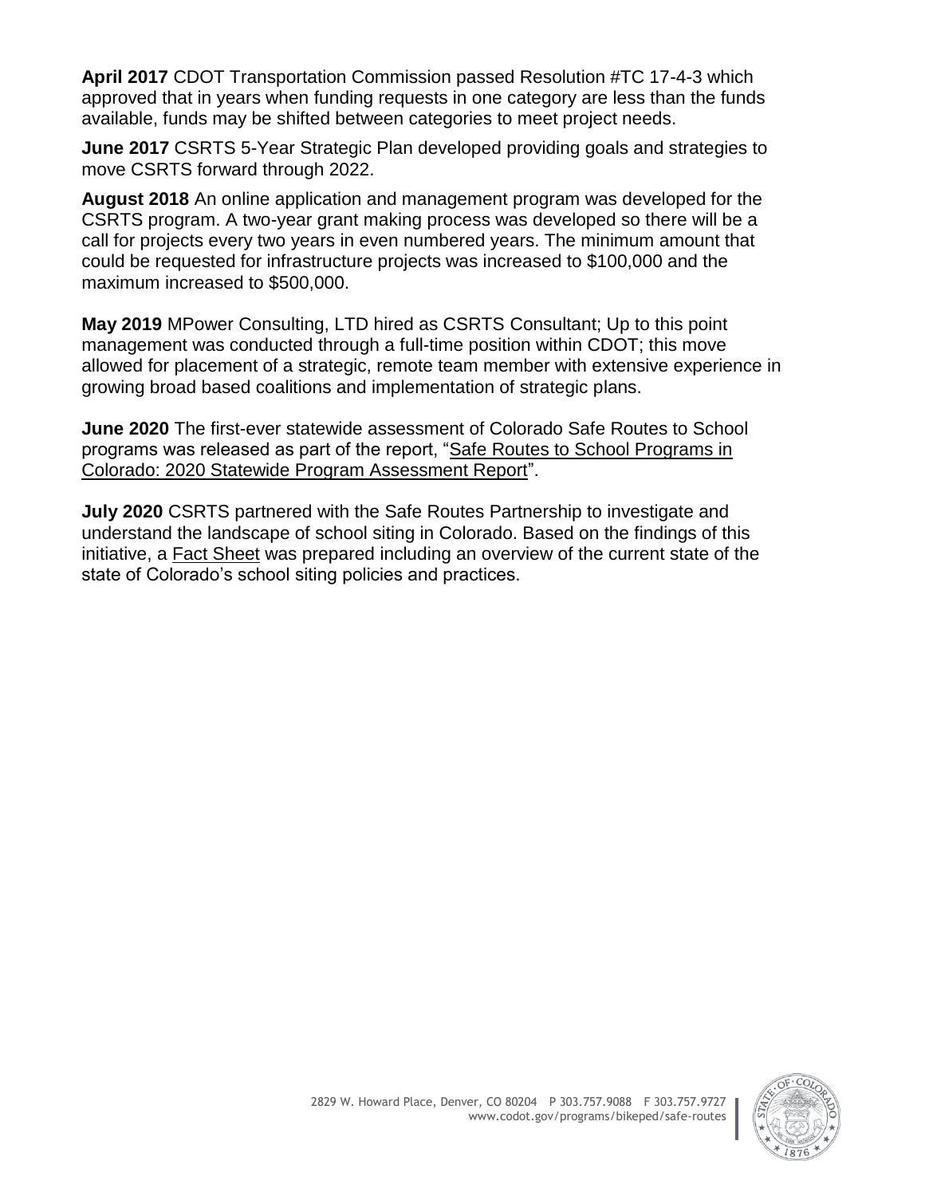**April 2017** CDOT Transportation Commission passed Resolution #TC 17-4-3 which approved that in years when funding requests in one category are less than the funds available, funds may be shifted between categories to meet project needs.

**June 2017** CSRTS 5-Year Strategic Plan developed providing goals and strategies to move CSRTS forward through 2022.

**August 2018** An online application and management program was developed for the CSRTS program. A two-year grant making process was developed so there will be a call for projects every two years in even numbered years. The minimum amount that could be requested for infrastructure projects was increased to $100,000 and the maximum increased to $500,000.

**May 2019** MPower Consulting, LTD hired as CSRTS Consultant; Up to this point management was conducted through a full-time position within CDOT; this move allowed for placement of a strategic, remote team member with extensive experience in growing broad based coalitions and implementation of strategic plans.

**June 2020** The first-ever statewide assessment of Colorado Safe Routes to School programs was released as part of the report, "Safe Routes to School Programs in Colorado: 2020 Statewide Program Assessment Report".

**July 2020** CSRTS partnered with the Safe Routes Partnership to investigate and understand the landscape of school siting in Colorado. Based on the findings of this initiative, a Fact Sheet was prepared including an overview of the current state of the state of Colorado's school siting policies and practices.

2829 W. Howard Place, Denver, CO 80204 P 303.757.9088 F 303.757.9727
www.codot.gov/programs/bikeped/safe-routes